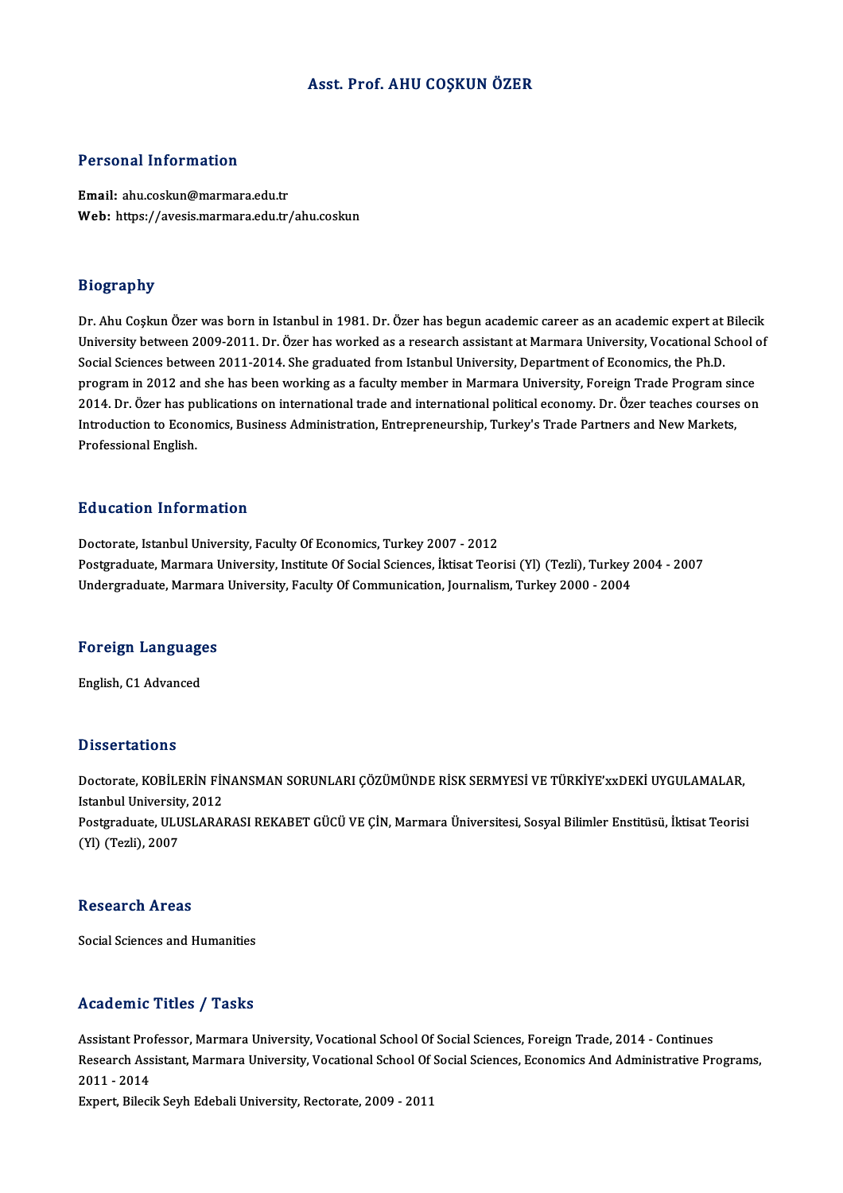# Asst. Prof. AHU COŞKUN ÖZER

## Personal Information

**Email:** ahu.coskun@marmara.edu.tr
**Web:** https://avesis.marmara.edu.tr/ahu.coskun

## Biography

Dr. Ahu Coşkun Özer was born in Istanbul in 1981. Dr. Özer has begun academic career as an academic expert at Bilecik University between 2009-2011. Dr. Özer has worked as a research assistant at Marmara University, Vocational School of Social Sciences between 2011-2014. She graduated from Istanbul University, Department of Economics, the Ph.D. program in 2012 and she has been working as a faculty member in Marmara University, Foreign Trade Program since 2014. Dr. Özer has publications on international trade and international political economy. Dr. Özer teaches courses on Introduction to Economics, Business Administration, Entrepreneurship, Turkey's Trade Partners and New Markets, Professional English.

## Education Information

Doctorate, Istanbul University, Faculty Of Economics, Turkey 2007 - 2012
Postgraduate, Marmara University, Institute Of Social Sciences, İktisat Teorisi (Yl) (Tezli), Turkey 2004 - 2007
Undergraduate, Marmara University, Faculty Of Communication, Journalism, Turkey 2000 - 2004

## Foreign Languages

English, C1 Advanced

## Dissertations

Doctorate, KOBİLERİN FİNANSMAN SORUNLARI ÇÖZÜMÜNDE RİSK SERMYESİ VE TÜRKİYE'xxDEKİ UYGULAMALAR, Istanbul University, 2012
Postgraduate, ULUSLARARASI REKABET GÜCÜ VE ÇİN, Marmara Üniversitesi, Sosyal Bilimler Enstitüsü, İktisat Teorisi (Yl) (Tezli), 2007

## Research Areas

Social Sciences and Humanities

## Academic Titles / Tasks

Assistant Professor, Marmara University, Vocational School Of Social Sciences, Foreign Trade, 2014 - Continues
Research Assistant, Marmara University, Vocational School Of Social Sciences, Economics And Administrative Programs, 2011 - 2014
Expert, Bilecik Seyh Edebali University, Rectorate, 2009 - 2011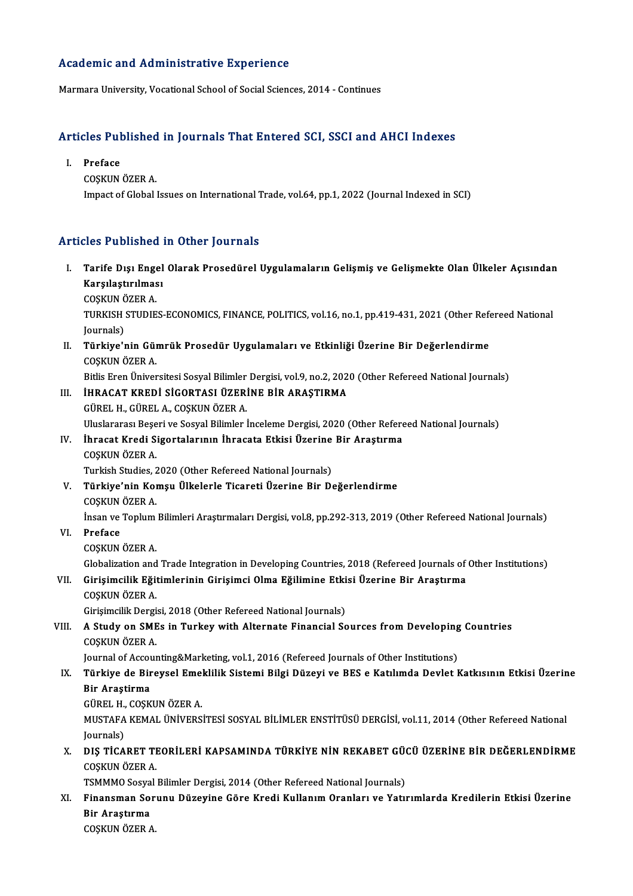## Academic and Administrative Experience

Marmara University, Vocational School of Social Sciences, 2014 - Continues

## Articles Published in Journals That Entered SCI, SSCI and AHCI Indexes

I. **Preface**
   COŞKUN ÖZER A.
   Impact of Global Issues on International Trade, vol.64, pp.1, 2022 (Journal Indexed in SCI)

## Articles Published in Other Journals

I. **Tarife Dışı Engel Olarak Prosedürel Uygulamaların Gelişmiş ve Gelişmekte Olan Ülkeler Açısından Karşılaştırılması**
   COŞKUN ÖZER A.
   TURKISH STUDIES-ECONOMICS, FINANCE, POLITICS, vol.16, no.1, pp.419-431, 2021 (Other Refereed National Journals)
II. **Türkiye'nin Gümrük Prosedür Uygulamaları ve Etkinliği Üzerine Bir Değerlendirme**
   COŞKUN ÖZER A.
   Bitlis Eren Üniversitesi Sosyal Bilimler Dergisi, vol.9, no.2, 2020 (Other Refereed National Journals)
III. **İHRACAT KREDİ SİGORTASI ÜZERİNE BİR ARAŞTIRMA**
   GÜREL H., GÜREL A., COŞKUN ÖZER A.
   Uluslararası Beşeri ve Sosyal Bilimler İnceleme Dergisi, 2020 (Other Refereed National Journals)
IV. **İhracat Kredi Sigortalarının İhracata Etkisi Üzerine Bir Araştırma**
   COŞKUN ÖZER A.
   Turkish Studies, 2020 (Other Refereed National Journals)
V. **Türkiye'nin Komşu Ülkelerle Ticareti Üzerine Bir Değerlendirme**
   COŞKUN ÖZER A.
   İnsan ve Toplum Bilimleri Araştırmaları Dergisi, vol.8, pp.292-313, 2019 (Other Refereed National Journals)
VI. **Preface**
   COŞKUN ÖZER A.
   Globalization and Trade Integration in Developing Countries, 2018 (Refereed Journals of Other Institutions)
VII. **Girişimcilik Eğitimlerinin Girişimci Olma Eğilimine Etkisi Üzerine Bir Araştırma**
   COŞKUN ÖZER A.
   Girişimcilik Dergisi, 2018 (Other Refereed National Journals)
VIII. **A Study on SMEs in Turkey with Alternate Financial Sources from Developing Countries**
   COŞKUN ÖZER A.
   Journal of Accounting&Marketing, vol.1, 2016 (Refereed Journals of Other Institutions)
IX. **Türkiye de Bireysel Emeklilik Sistemi Bilgi Düzeyi ve BES e Katılımda Devlet Katkısının Etkisi Üzerine Bir Araştirma**
   GÜREL H., COŞKUN ÖZER A.
   MUSTAFA KEMAL ÜNİVERSİTESİ SOSYAL BİLİMLER ENSTİTÜSÜ DERGİSİ, vol.11, 2014 (Other Refereed National Journals)
X. **DIŞ TİCARET TEORİLERİ KAPSAMINDA TÜRKİYE NİN REKABET GÜCÜ ÜZERİNE BİR DEĞERLENDİRME**
   COŞKUN ÖZER A.
   TSMMMO Sosyal Bilimler Dergisi, 2014 (Other Refereed National Journals)
XI. **Finansman Sorunu Düzeyine Göre Kredi Kullanım Oranları ve Yatırımlarda Kredilerin Etkisi Üzerine Bir Araştırma**
   COŞKUN ÖZER A.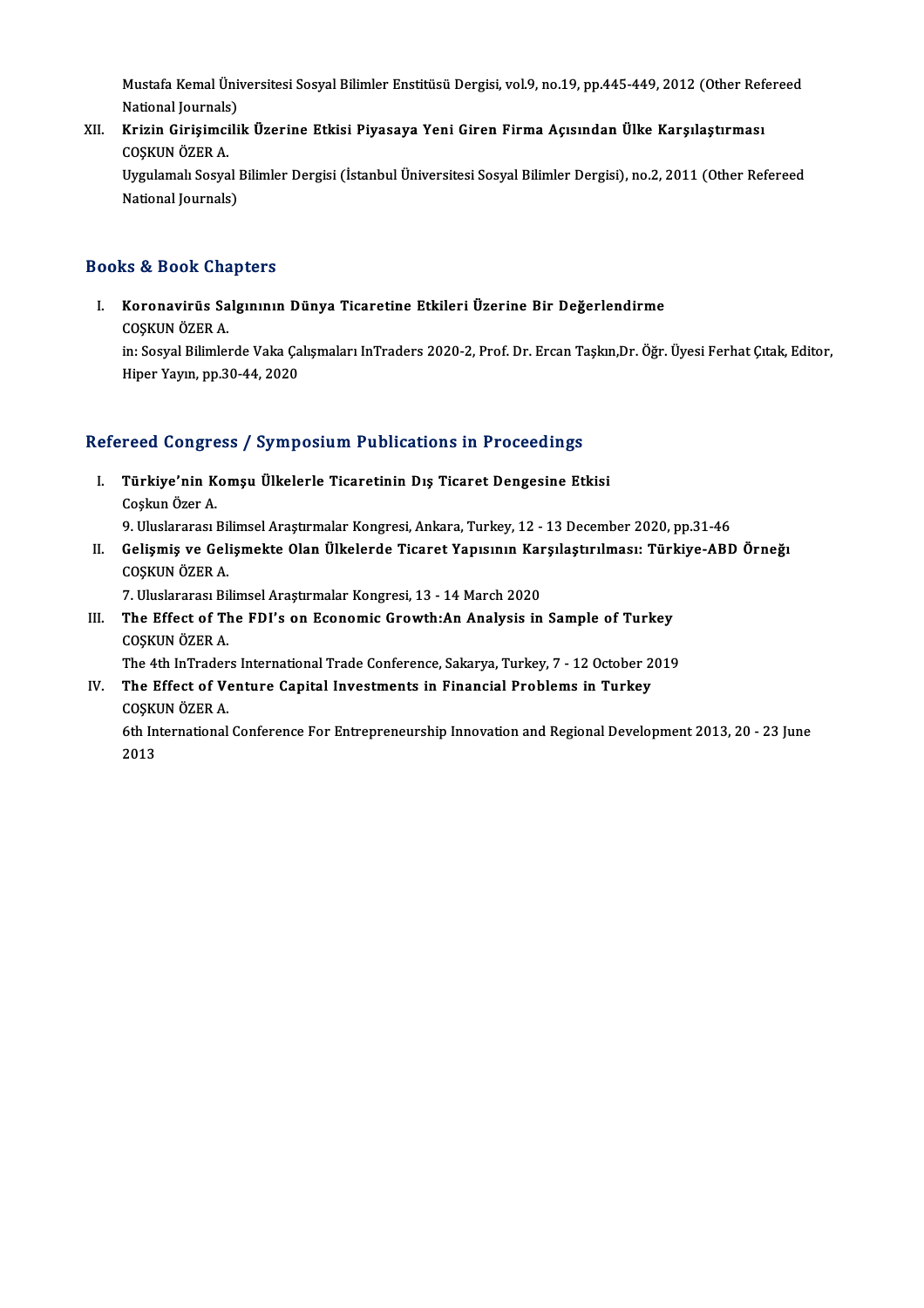Mustafa Kemal Üniversitesi Sosyal Bilimler Enstitüsü Dergisi, vol.9, no.19, pp.445-449, 2012 (Other Refereed National Journals)

XII. **Krizin Girişimcilik Üzerine Etkisi Piyasaya Yeni Giren Firma Açısından Ülke Karşılaştırması**
COŞKUN ÖZER A.
Uygulamalı Sosyal Bilimler Dergisi (İstanbul Üniversitesi Sosyal Bilimler Dergisi), no.2, 2011 (Other Refereed National Journals)

## Books & Book Chapters

I. **Koronavirüs Salgınının Dünya Ticaretine Etkileri Üzerine Bir Değerlendirme**
COŞKUN ÖZER A.
in: Sosyal Bilimlerde Vaka Çalışmaları InTraders 2020-2, Prof. Dr. Ercan Taşkın,Dr. Öğr. Üyesi Ferhat Çıtak, Editor, Hiper Yayın, pp.30-44, 2020

## Refereed Congress / Symposium Publications in Proceedings

I. **Türkiye'nin Komşu Ülkelerle Ticaretinin Dış Ticaret Dengesine Etkisi**
Coşkun Özer A.
9. Uluslararası Bilimsel Araştırmalar Kongresi, Ankara, Turkey, 12 - 13 December 2020, pp.31-46

II. **Gelişmiş ve Gelişmekte Olan Ülkelerde Ticaret Yapısının Karşılaştırılması: Türkiye-ABD Örneği**
COŞKUN ÖZER A.
7. Uluslararası Bilimsel Araştırmalar Kongresi, 13 - 14 March 2020

III. **The Effect of The FDI's on Economic Growth:An Analysis in Sample of Turkey**
COŞKUN ÖZER A.
The 4th InTraders International Trade Conference, Sakarya, Turkey, 7 - 12 October 2019

IV. **The Effect of Venture Capital Investments in Financial Problems in Turkey**
COŞKUN ÖZER A.
6th International Conference For Entrepreneurship Innovation and Regional Development 2013, 20 - 23 June 2013